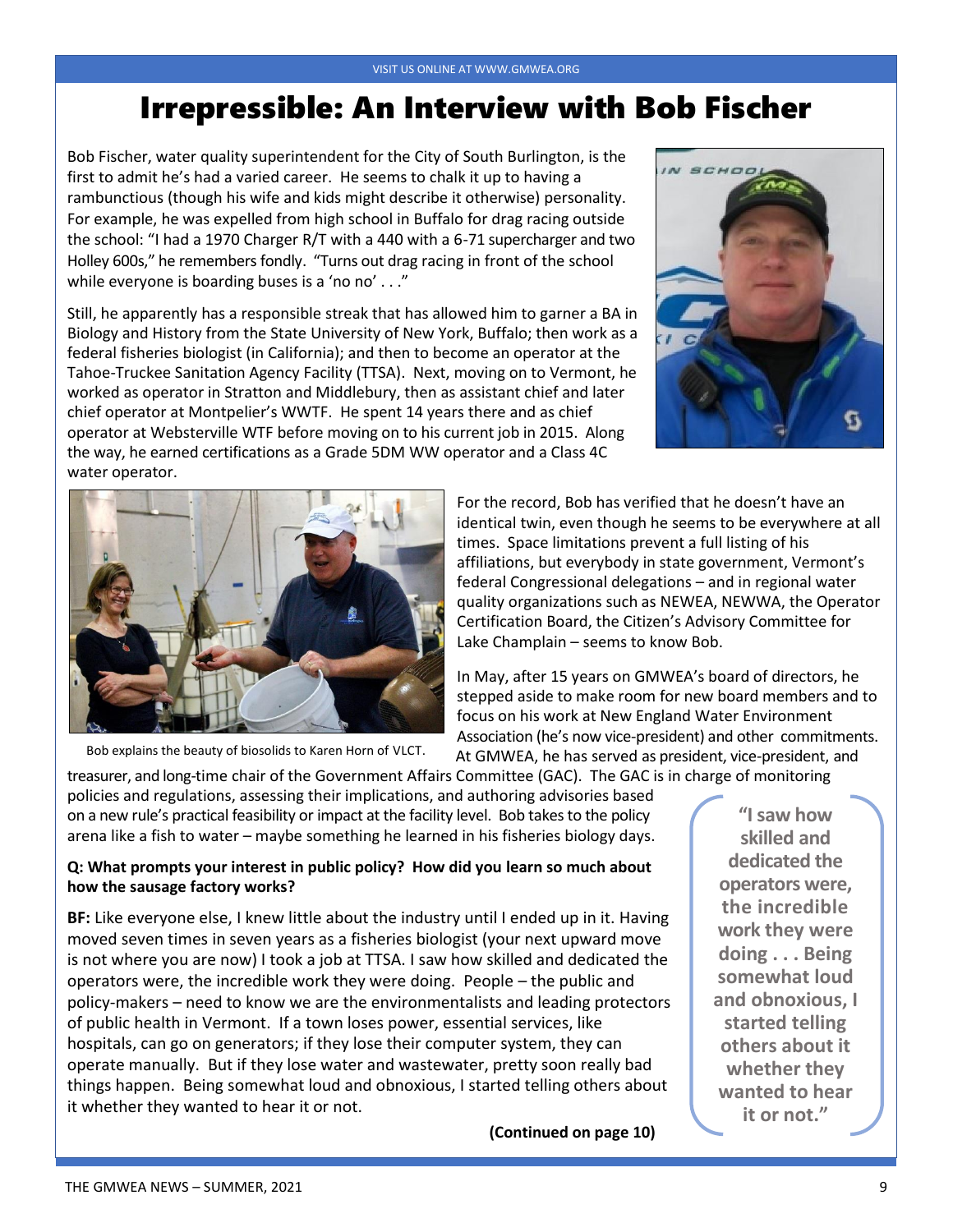# Irrepressible: An Interview with Bob Fischer

Bob Fischer, water quality superintendent for the City of South Burlington, is the first to admit he's had a varied career. He seems to chalk it up to having a rambunctious (though his wife and kids might describe it otherwise) personality. For example, he was expelled from high school in Buffalo for drag racing outside the school: "I had a 1970 Charger R/T with a 440 with a 6-71 supercharger and two Holley 600s," he remembers fondly. "Turns out drag racing in front of the school while everyone is boarding buses is a 'no no' . . ."

Still, he apparently has a responsible streak that has allowed him to garner a BA in Biology and History from the State University of New York, Buffalo; then work as a federal fisheries biologist (in California); and then to become an operator at the Tahoe-Truckee Sanitation Agency Facility (TTSA). Next, moving on to Vermont, he worked as operator in Stratton and Middlebury, then as assistant chief and later chief operator at Montpelier's WWTF. He spent 14 years there and as chief operator at Websterville WTF before moving on to his current job in 2015. Along the way, he earned certifications as a Grade 5DM WW operator and a Class 4C water operator.

Bob explains the beauty of biosolids to Karen Horn of VLCT.

For the record, Bob has verified that he doesn't have an identical twin, even though he seems to be everywhere at all times. Space limitations prevent a full listing of his affiliations, but everybody in state government, Vermont's federal Congressional delegations – and in regional water quality organizations such as NEWEA, NEWWA, the Operator Certification Board, the Citizen's Advisory Committee for Lake Champlain – seems to know Bob.

In May, after 15 years on GMWEA's board of directors, he stepped aside to make room for new board members and to focus on his work at New England Water Environment Association (he's now vice-president) and other commitments. At GMWEA, he has served as president, vice-president, and treasurer, and long-time chair of the Government Affairs Committee (GAC). The GAC is in charge of monitoring policies and regulations, assessing their implications, and authoring advisories based on a new rule's practical feasibility or impact at the facility level. Bob takes to the policy arena like a fish to water – maybe something he learned in his fisheries biology days.

> "I saw how skilled and dedicated the operators were, the incredible work they were doing . . . Being somewhat loud and obnoxious, I started telling others about it whether they wanted to hear it or not."

**Q: What prompts your interest in public policy? How did you learn so much about how the sausage factory works?**

**BF:** Like everyone else, I knew little about the industry until I ended up in it. Having moved seven times in seven years as a fisheries biologist (your next upward move is not where you are now) I took a job at TTSA. I saw how skilled and dedicated the operators were, the incredible work they were doing. People – the public and policy-makers – need to know we are the environmentalists and leading protectors of public health in Vermont. If a town loses power, essential services, like hospitals, can go on generators; if they lose their computer system, they can operate manually. But if they lose water and wastewater, pretty soon really bad things happen. Being somewhat loud and obnoxious, I started telling others about it whether they wanted to hear it or not.

**(Continued on page 10)**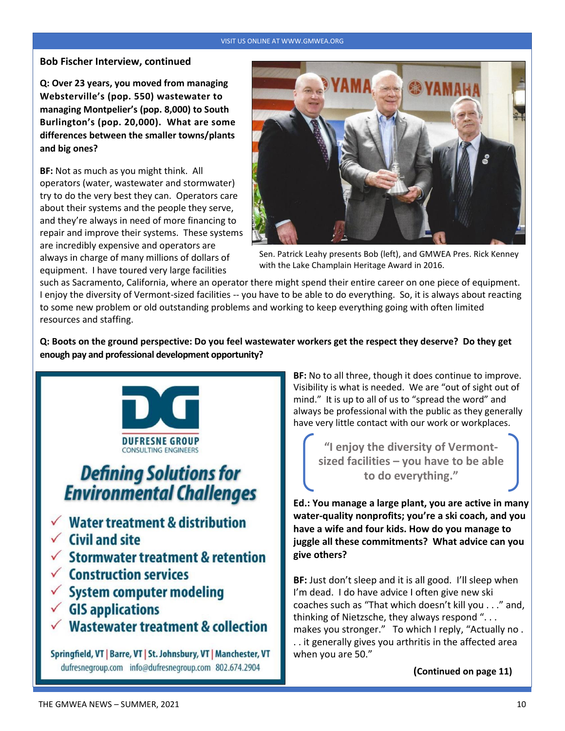**Bob Fischer Interview, continued**

**Q: Over 23 years, you moved from managing Websterville's (pop. 550) wastewater to managing Montpelier's (pop. 8,000) to South Burlington's (pop. 20,000). What are some differences between the smaller towns/plants and big ones?**

**BF:** Not as much as you might think. All operators (water, wastewater and stormwater) try to do the very best they can. Operators care about their systems and the people they serve, and they're always in need of more financing to repair and improve their systems. These systems are incredibly expensive and operators are always in charge of many millions of dollars of equipment. I have toured very large facilities such as Sacramento, California, where an operator there might spend their entire career on one piece of equipment. I enjoy the diversity of Vermont-sized facilities -- you have to be able to do everything. So, it is always about reacting to some new problem or old outstanding problems and working to keep everything going with often limited resources and staffing.

Sen. Patrick Leahy presents Bob (left), and GMWEA Pres. Rick Kenney with the Lake Champlain Heritage Award in 2016.

**Q: Boots on the ground perspective: Do you feel wastewater workers get the respect they deserve? Do they get enough pay and professional development opportunity?**

**BF:** No to all three, though it does continue to improve. Visibility is what is needed. We are "out of sight out of mind." It is up to all of us to "spread the word" and always be professional with the public as they generally have very little contact with our work or workplaces.

> **"I enjoy the diversity of Vermont-sized facilities – you have to be able to do everything."**

**Ed.: You manage a large plant, you are active in many water-quality nonprofits; you're a ski coach, and you have a wife and four kids. How do you manage to juggle all these commitments? What advice can you give others?**

**BF:** Just don't sleep and it is all good. I'll sleep when I'm dead. I do have advice I often give new ski coaches such as "That which doesn't kill you . . ." and, thinking of Nietzsche, they always respond ". . . makes you stronger." To which I reply, "Actually no . . . it generally gives you arthritis in the affected area when you are 50."

**(Continued on page 11)**

---

**DG**
**DUFRESNE GROUP**
CONSULTING ENGINEERS

***Defining Solutions for Environmental Challenges***

- ✓ **Water treatment & distribution**
- ✓ **Civil and site**
- ✓ **Stormwater treatment & retention**
- ✓ **Construction services**
- ✓ **System computer modeling**
- ✓ **GIS applications**
- ✓ **Wastewater treatment & collection**

Springfield, VT | Barre, VT | St. Johnsbury, VT | Manchester, VT
dufresnegroup.com info@dufresnegroup.com 802.674.2904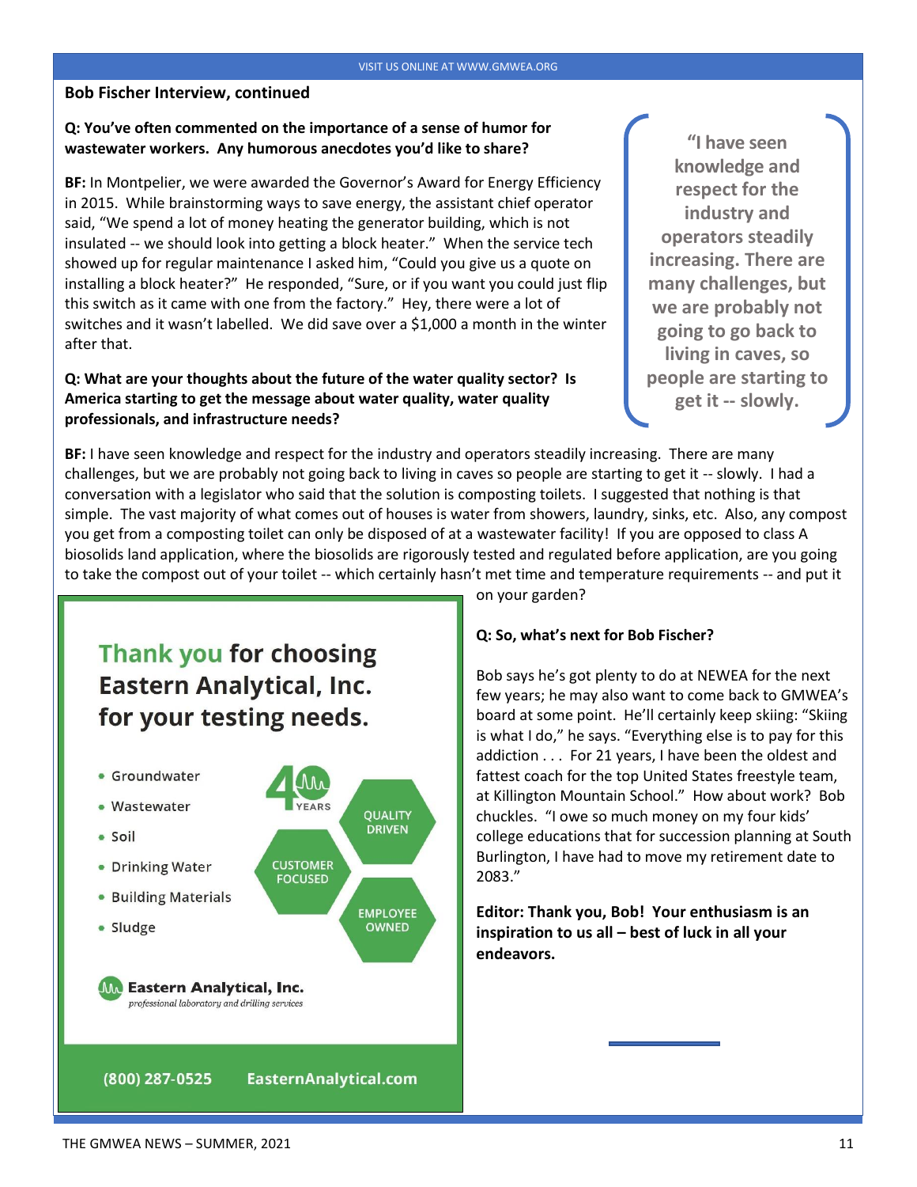**Bob Fischer Interview, continued**

**Q: You've often commented on the importance of a sense of humor for wastewater workers. Any humorous anecdotes you'd like to share?**

**BF:** In Montpelier, we were awarded the Governor's Award for Energy Efficiency in 2015. While brainstorming ways to save energy, the assistant chief operator said, "We spend a lot of money heating the generator building, which is not insulated -- we should look into getting a block heater." When the service tech showed up for regular maintenance I asked him, "Could you give us a quote on installing a block heater?" He responded, "Sure, or if you want you could just flip this switch as it came with one from the factory." Hey, there were a lot of switches and it wasn't labelled. We did save over a $1,000 a month in the winter after that.

> **"I have seen knowledge and respect for the industry and operators steadily increasing. There are many challenges, but we are probably not going to go back to living in caves, so people are starting to get it -- slowly.**

**Q: What are your thoughts about the future of the water quality sector? Is America starting to get the message about water quality, water quality professionals, and infrastructure needs?**

**BF:** I have seen knowledge and respect for the industry and operators steadily increasing. There are many challenges, but we are probably not going back to living in caves so people are starting to get it -- slowly. I had a conversation with a legislator who said that the solution is composting toilets. I suggested that nothing is that simple. The vast majority of what comes out of houses is water from showers, laundry, sinks, etc. Also, any compost you get from a composting toilet can only be disposed of at a wastewater facility! If you are opposed to class A biosolids land application, where the biosolids are rigorously tested and regulated before application, are you going to take the compost out of your toilet -- which certainly hasn't met time and temperature requirements -- and put it on your garden?

**Q: So, what's next for Bob Fischer?**

Bob says he's got plenty to do at NEWEA for the next few years; he may also want to come back to GMWEA's board at some point. He'll certainly keep skiing: "Skiing is what I do," he says. "Everything else is to pay for this addiction . . . For 21 years, I have been the oldest and fattest coach for the top United States freestyle team, at Killington Mountain School." How about work? Bob chuckles. "I owe so much money on my four kids' college educations that for succession planning at South Burlington, I have had to move my retirement date to 2083."

**Editor: Thank you, Bob! Your enthusiasm is an inspiration to us all – best of luck in all your endeavors.**

---

## Thank you for choosing Eastern Analytical, Inc. for your testing needs.

- Groundwater
- Wastewater
- Soil
- Drinking Water
- Building Materials
- Sludge

40 YEARS

QUALITY DRIVEN

CUSTOMER FOCUSED

EMPLOYEE OWNED

**Eastern Analytical, Inc.**
*professional laboratory and drilling services*

(800) 287-0525 EasternAnalytical.com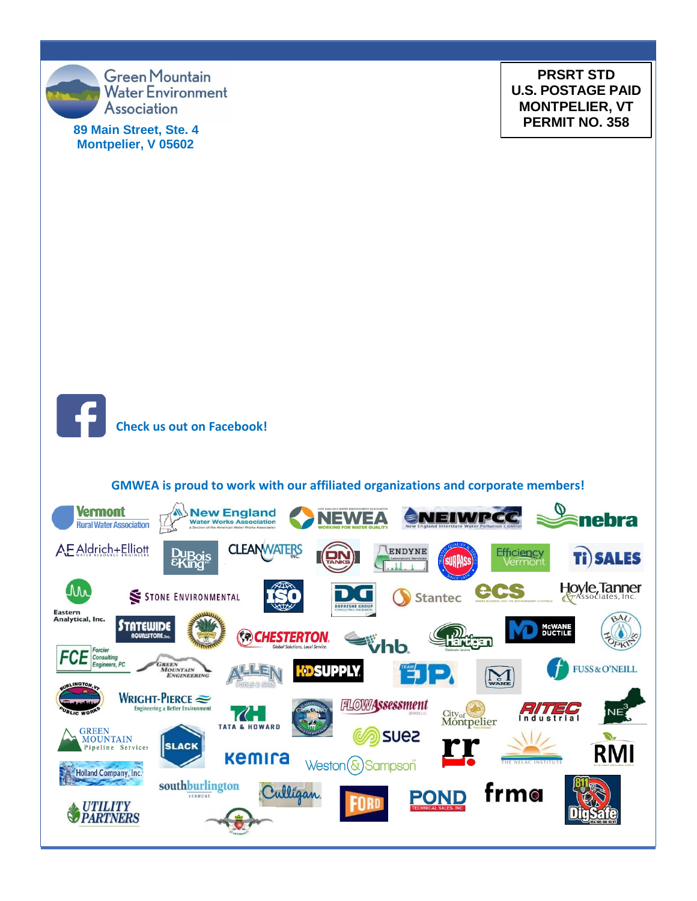Green Mountain Water Environment Association

89 Main Street, Ste. 4
Montpelier, V 05602

PRSRT STD
U.S. POSTAGE PAID
MONTPELIER, VT
PERMIT NO. 358

Check us out on Facebook!

**GMWEA is proud to work with our affiliated organizations and corporate members!**